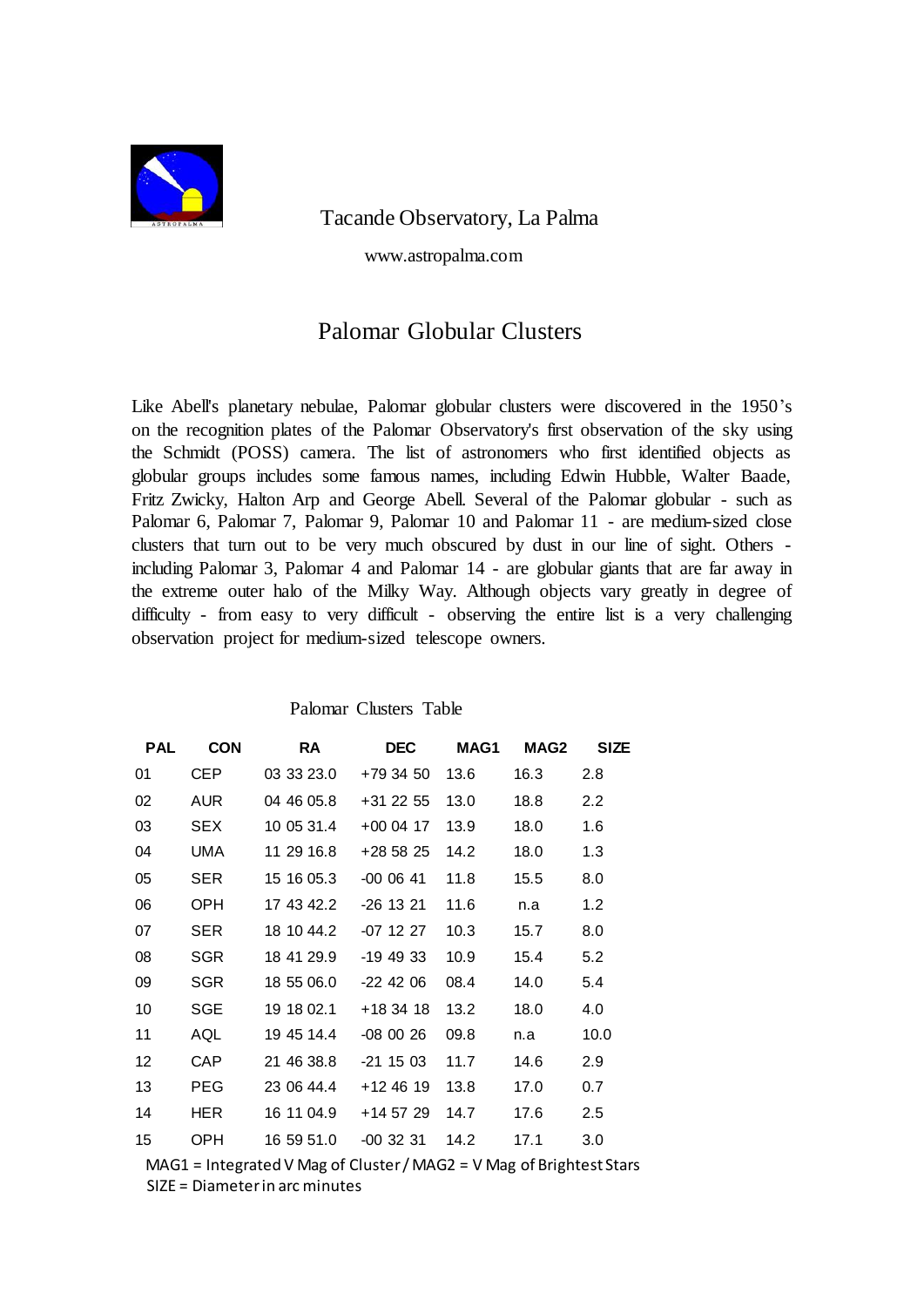Tacande Observatory, La Palma

www.astropalma.com

# Palomar Globular Clusters

Like Abell's planetary nebulae, Palomar globular clusters were discovered in the 1950's on the recognition plates of the Palomar Observatory's first observation of the sky using the Schmidt (POSS) camera. The list of astronomers who first identified objects as globular groups includes some famous names, including Edwin Hubble, Walter Baade, Fritz Zwicky, Halton Arp and George Abell. Several of the Palomar globular - such as Palomar 6, Palomar 7, Palomar 9, Palomar 10 and Palomar 11 - are medium-sized close clusters that turn out to be very much obscured by dust in our line of sight. Others - including Palomar 3, Palomar 4 and Palomar 14 - are globular giants that are far away in the extreme outer halo of the Milky Way. Although objects vary greatly in degree of difficulty - from easy to very difficult - observing the entire list is a very challenging observation project for medium-sized telescope owners.

Palomar Clusters Table

| PAL | CON | RA | DEC | MAG1 | MAG2 | SIZE |
|---|---|---|---|---|---|---|
| 01 | CEP | 03 33 23.0 | +79 34 50 | 13.6 | 16.3 | 2.8 |
| 02 | AUR | 04 46 05.8 | +31 22 55 | 13.0 | 18.8 | 2.2 |
| 03 | SEX | 10 05 31.4 | +00 04 17 | 13.9 | 18.0 | 1.6 |
| 04 | UMA | 11 29 16.8 | +28 58 25 | 14.2 | 18.0 | 1.3 |
| 05 | SER | 15 16 05.3 | -00 06 41 | 11.8 | 15.5 | 8.0 |
| 06 | OPH | 17 43 42.2 | -26 13 21 | 11.6 | n.a | 1.2 |
| 07 | SER | 18 10 44.2 | -07 12 27 | 10.3 | 15.7 | 8.0 |
| 08 | SGR | 18 41 29.9 | -19 49 33 | 10.9 | 15.4 | 5.2 |
| 09 | SGR | 18 55 06.0 | -22 42 06 | 08.4 | 14.0 | 5.4 |
| 10 | SGE | 19 18 02.1 | +18 34 18 | 13.2 | 18.0 | 4.0 |
| 11 | AQL | 19 45 14.4 | -08 00 26 | 09.8 | n.a | 10.0 |
| 12 | CAP | 21 46 38.8 | -21 15 03 | 11.7 | 14.6 | 2.9 |
| 13 | PEG | 23 06 44.4 | +12 46 19 | 13.8 | 17.0 | 0.7 |
| 14 | HER | 16 11 04.9 | +14 57 29 | 14.7 | 17.6 | 2.5 |
| 15 | OPH | 16 59 51.0 | -00 32 31 | 14.2 | 17.1 | 3.0 |

MAG1 = Integrated V Mag of Cluster / MAG2 = V Mag of Brightest Stars

SIZE = Diameter in arc minutes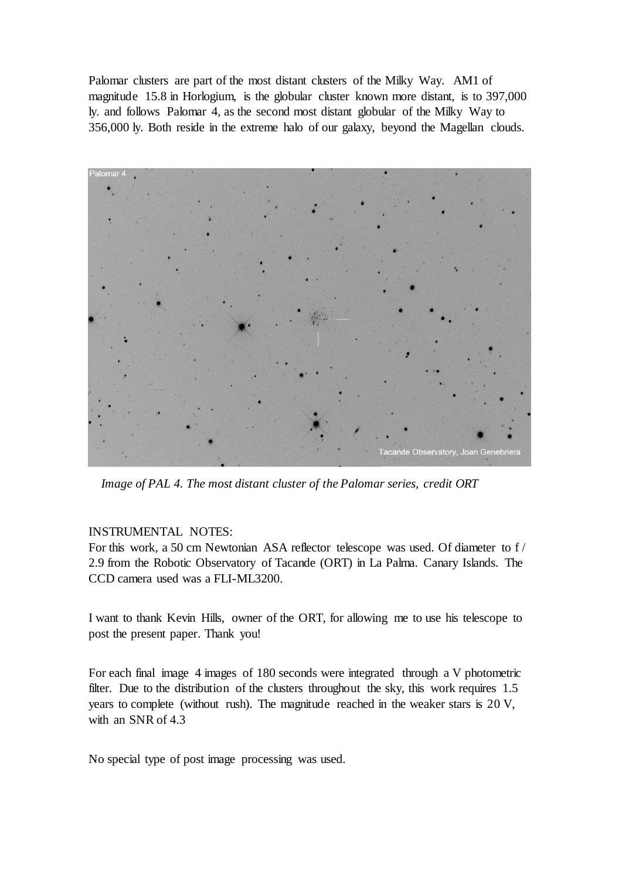Palomar clusters are part of the most distant clusters of the Milky Way. AM1 of magnitude 15.8 in Horlogium, is the globular cluster known more distant, is to 397,000 ly. and follows Palomar 4, as the second most distant globular of the Milky Way to 356,000 ly. Both reside in the extreme halo of our galaxy, beyond the Magellan clouds.

*Image of PAL 4. The most distant cluster of the Palomar series, credit ORT*

INSTRUMENTAL NOTES:
For this work, a 50 cm Newtonian ASA reflector telescope was used. Of diameter to f / 2.9 from the Robotic Observatory of Tacande (ORT) in La Palma. Canary Islands. The CCD camera used was a FLI-ML3200.

I want to thank Kevin Hills, owner of the ORT, for allowing me to use his telescope to post the present paper. Thank you!

For each final image 4 images of 180 seconds were integrated through a V photometric filter. Due to the distribution of the clusters throughout the sky, this work requires 1.5 years to complete (without rush). The magnitude reached in the weaker stars is 20 V, with an SNR of 4.3

No special type of post image processing was used.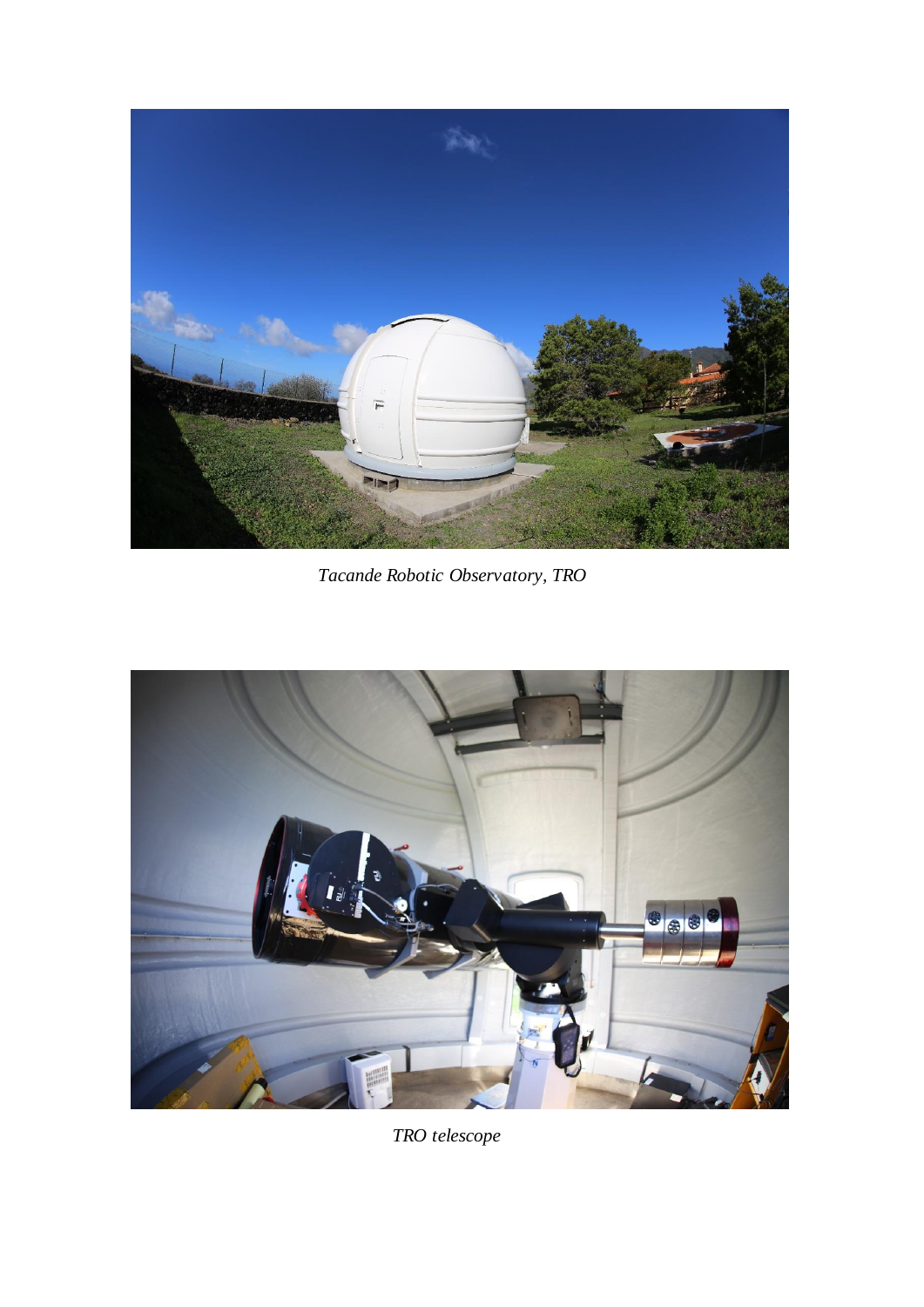*Tacande Robotic Observatory, TRO*

*TRO telescope*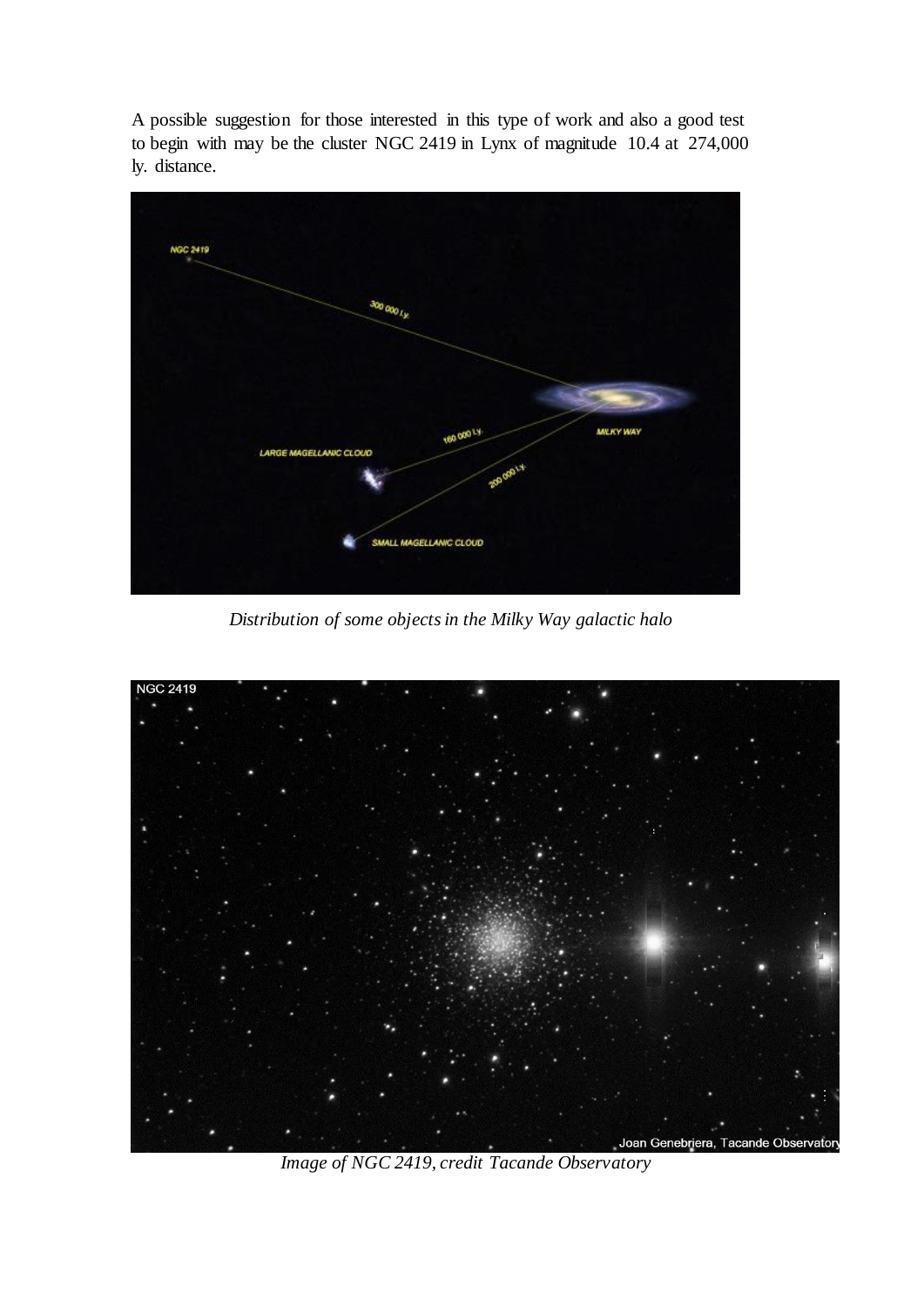A possible suggestion for those interested in this type of work and also a good test to begin with may be the cluster NGC 2419 in Lynx of magnitude 10.4 at 274,000 ly. distance.

*Distribution of some objects in the Milky Way galactic halo*

*Image of NGC 2419, credit Tacande Observatory*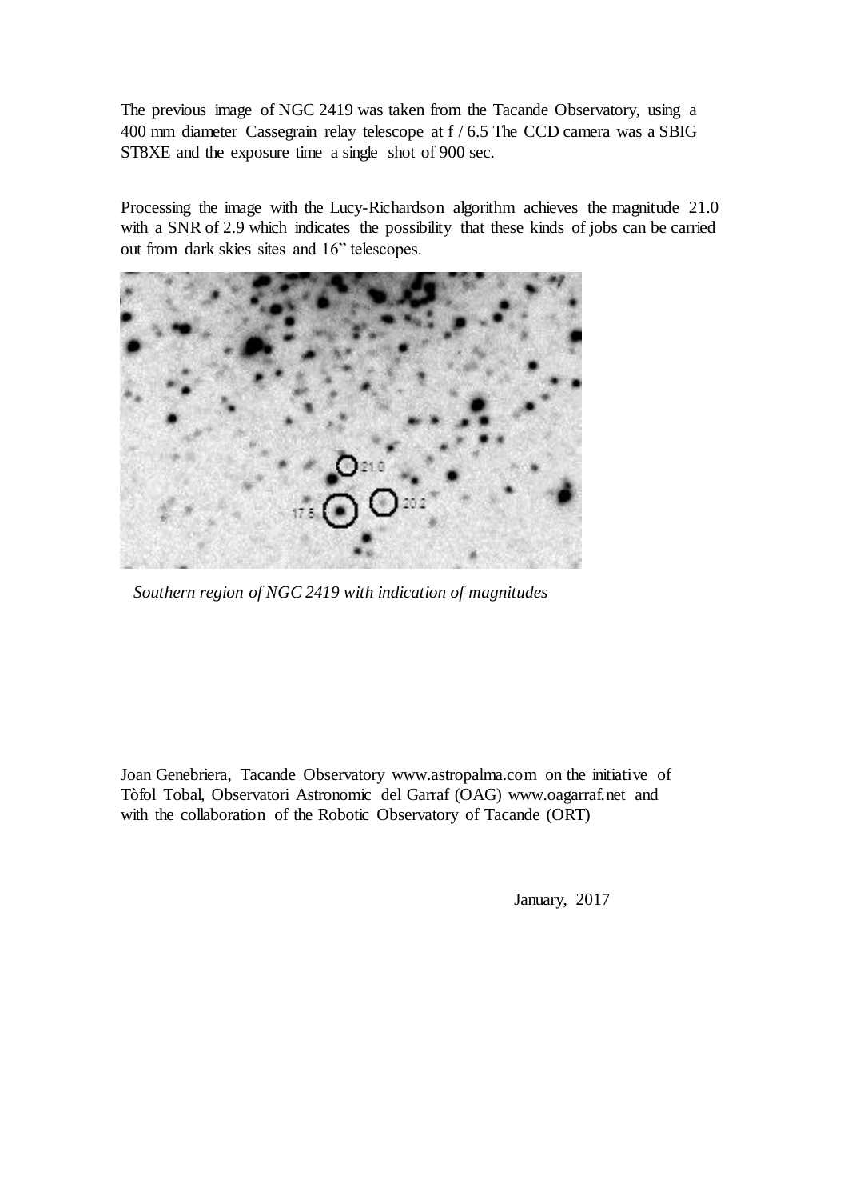The previous image of NGC 2419 was taken from the Tacande Observatory, using a 400 mm diameter Cassegrain relay telescope at f / 6.5 The CCD camera was a SBIG ST8XE and the exposure time a single shot of 900 sec.

Processing the image with the Lucy-Richardson algorithm achieves the magnitude 21.0 with a SNR of 2.9 which indicates the possibility that these kinds of jobs can be carried out from dark skies sites and 16" telescopes.

21.0

17.6

20.2

*Southern region of NGC 2419 with indication of magnitudes*

Joan Genebriera, Tacande Observatory www.astropalma.com on the initiative of Tòfol Tobal, Observatori Astronomic del Garraf (OAG) www.oagarraf.net and with the collaboration of the Robotic Observatory of Tacande (ORT)

January, 2017